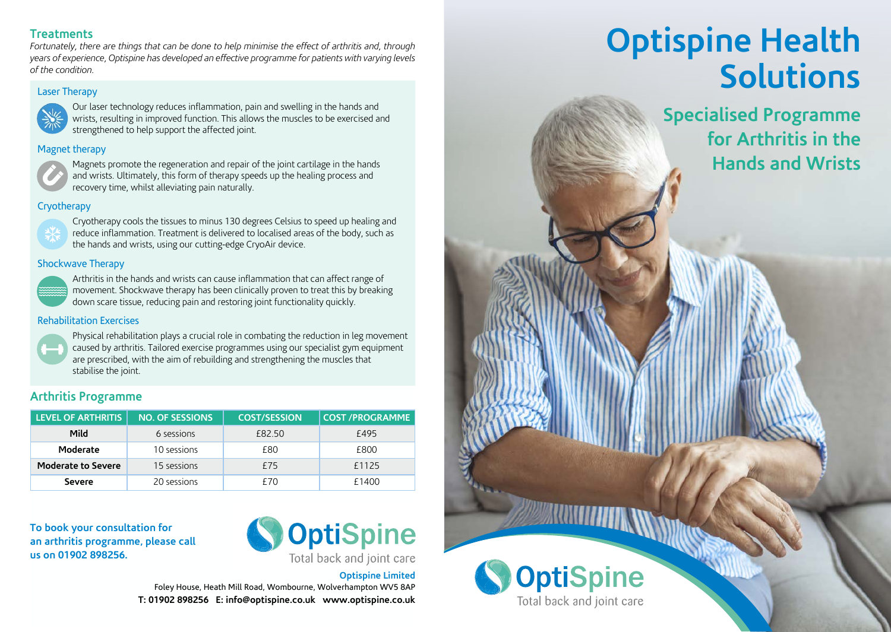# Optispine Health Solutions

## Specialised Programme for Arthritis in the Hands and Wrists

OptiSpine
Total back and joint care

## Treatments

*Fortunately, there are things that can be done to help minimise the effect of arthritis and, through years of experience, Optispine has developed an effective programme for patients with varying levels of the condition.*

### Laser Therapy

Our laser technology reduces inflammation, pain and swelling in the hands and wrists, resulting in improved function. This allows the muscles to be exercised and strengthened to help support the affected joint.

### Magnet therapy

Magnets promote the regeneration and repair of the joint cartilage in the hands and wrists. Ultimately, this form of therapy speeds up the healing process and recovery time, whilst alleviating pain naturally.

### Cryotherapy

Cryotherapy cools the tissues to minus 130 degrees Celsius to speed up healing and reduce inflammation. Treatment is delivered to localised areas of the body, such as the hands and wrists, using our cutting-edge CryoAir device.

### Shockwave Therapy

Arthritis in the hands and wrists can cause inflammation that can affect range of movement. Shockwave therapy has been clinically proven to treat this by breaking down scare tissue, reducing pain and restoring joint functionality quickly.

### Rehabilitation Exercises

Physical rehabilitation plays a crucial role in combating the reduction in leg movement caused by arthritis. Tailored exercise programmes using our specialist gym equipment are prescribed, with the aim of rebuilding and strengthening the muscles that stabilise the joint.

## Arthritis Programme

| LEVEL OF ARTHRITIS | NO. OF SESSIONS | COST/SESSION | COST /PROGRAMME |
|---|---|---|---|
| **Mild** | 6 sessions | £82.50 | £495 |
| **Moderate** | 10 sessions | £80 | £800 |
| **Moderate to Severe** | 15 sessions | £75 | £1125 |
| **Severe** | 20 sessions | £70 | £1400 |

**To book your consultation for an arthritis programme, please call us on 01902 898256.**

OptiSpine
Total back and joint care

**Optispine Limited**
Foley House, Heath Mill Road, Wombourne, Wolverhampton WV5 8AP
**T: 01902 898256 E: info@optispine.co.uk www.optispine.co.uk**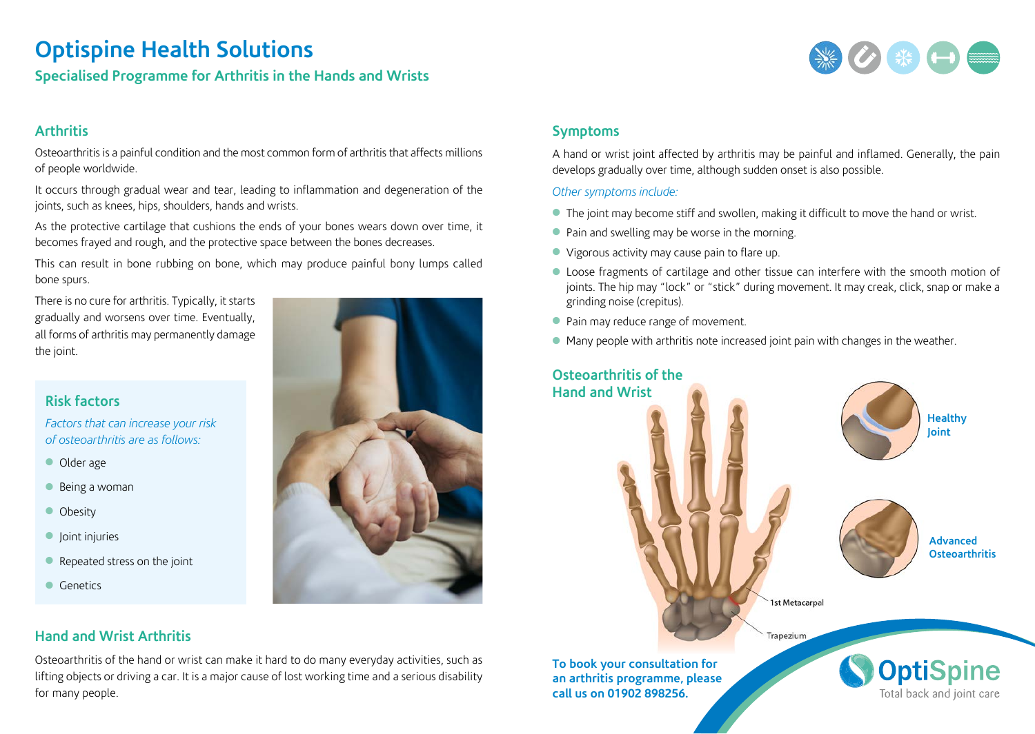# Optispine Health Solutions

## Specialised Programme for Arthritis in the Hands and Wrists

### Arthritis

Osteoarthritis is a painful condition and the most common form of arthritis that affects millions of people worldwide.

It occurs through gradual wear and tear, leading to inflammation and degeneration of the joints, such as knees, hips, shoulders, hands and wrists.

As the protective cartilage that cushions the ends of your bones wears down over time, it becomes frayed and rough, and the protective space between the bones decreases.

This can result in bone rubbing on bone, which may produce painful bony lumps called bone spurs.

There is no cure for arthritis. Typically, it starts gradually and worsens over time. Eventually, all forms of arthritis may permanently damage the joint.

### Risk factors

*Factors that can increase your risk of osteoarthritis are as follows:*

- Older age
- Being a woman
- Obesity
- Joint injuries
- Repeated stress on the joint
- Genetics

### Hand and Wrist Arthritis

Osteoarthritis of the hand or wrist can make it hard to do many everyday activities, such as lifting objects or driving a car. It is a major cause of lost working time and a serious disability for many people.

### Symptoms

A hand or wrist joint affected by arthritis may be painful and inflamed. Generally, the pain develops gradually over time, although sudden onset is also possible.

*Other symptoms include:*

- The joint may become stiff and swollen, making it difficult to move the hand or wrist.
- Pain and swelling may be worse in the morning.
- Vigorous activity may cause pain to flare up.
- Loose fragments of cartilage and other tissue can interfere with the smooth motion of joints. The hip may "lock" or "stick" during movement. It may creak, click, snap or make a grinding noise (crepitus).
- Pain may reduce range of movement.
- Many people with arthritis note increased joint pain with changes in the weather.

### Osteoarthritis of the Hand and Wrist

1st Metacarpal

Trapezium

Healthy Joint

Advanced Osteoarthritis

**To book your consultation for an arthritis programme, please call us on 01902 898256.**

OptiSpine

Total back and joint care